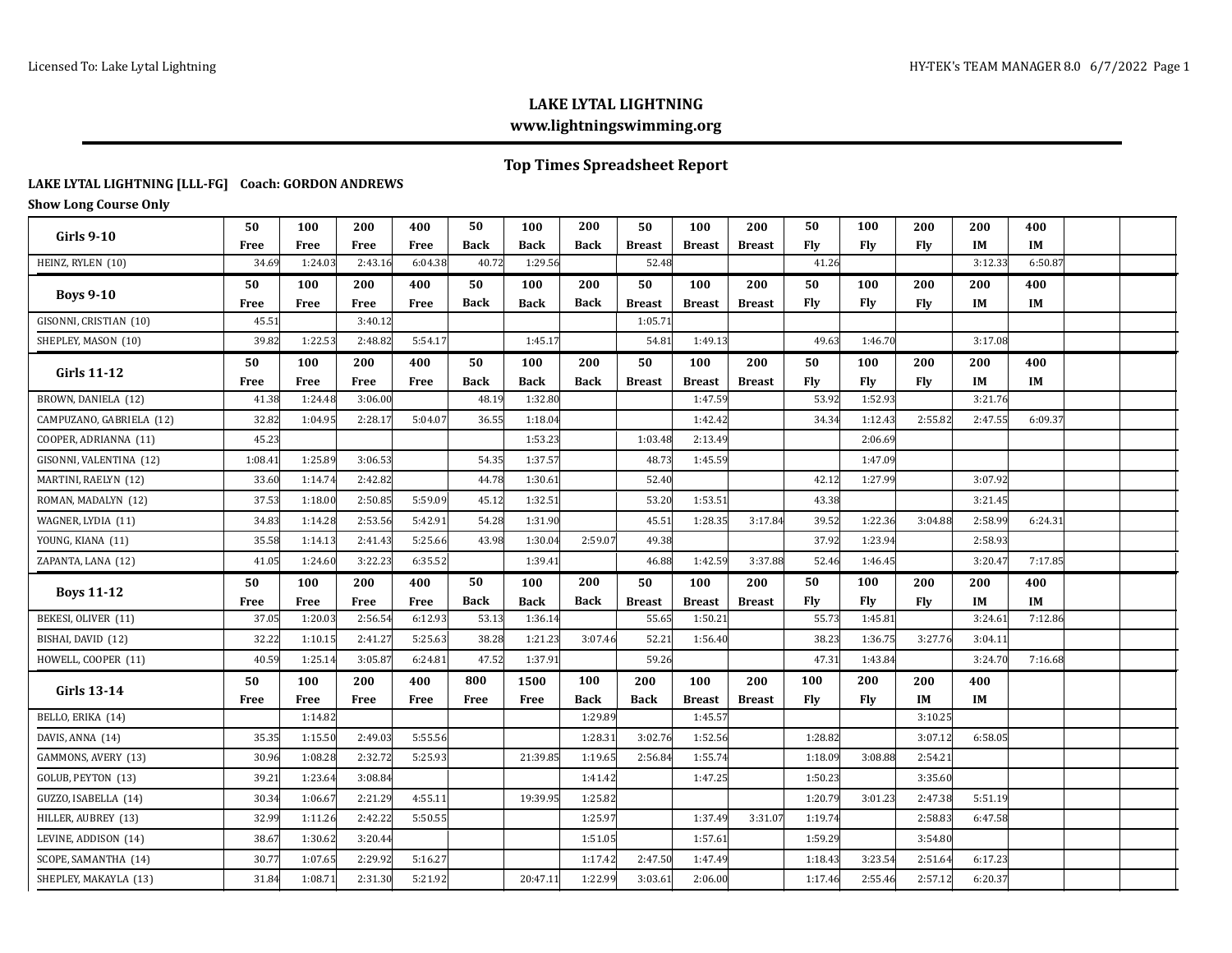# LAKE LYTAL LIGHTNING

## www.lightningswimming.org

### Top Times Spreadsheet Report

**LAKE LYTAL LIGHTNING [LLL-FG] Coach: GORDON ANDREWS**

**Show Long Course Only**

| Girls 9-10 | 50 Free | 100 Free | 200 Free | 400 Free | 50 Back | 100 Back | 200 Back | 50 Breast | 100 Breast | 200 Breast | 50 Fly | 100 Fly | 200 Fly | 200 IM | 400 IM |
|---|---|---|---|---|---|---|---|---|---|---|---|---|---|---|---|
| HEINZ, RYLEN (10) | 34.69 | 1:24.03 | 2:43.16 | 6:04.38 | 40.72 | 1:29.56 | | 52.48 | | | 41.26 | | | 3:12.33 | 6:50.87 |

| Boys 9-10 | 50 Free | 100 Free | 200 Free | 400 Free | 50 Back | 100 Back | 200 Back | 50 Breast | 100 Breast | 200 Breast | 50 Fly | 100 Fly | 200 Fly | 200 IM | 400 IM |
|---|---|---|---|---|---|---|---|---|---|---|---|---|---|---|---|
| GISONNI, CRISTIAN (10) | 45.51 | | 3:40.12 | | | | | 1:05.71 | | | | | | | |
| SHEPLEY, MASON (10) | 39.82 | 1:22.53 | 2:48.82 | 5:54.17 | | 1:45.17 | | 54.81 | 1:49.13 | | 49.63 | 1:46.70 | | 3:17.08 | |

| Girls 11-12 | 50 Free | 100 Free | 200 Free | 400 Free | 50 Back | 100 Back | 200 Back | 50 Breast | 100 Breast | 200 Breast | 50 Fly | 100 Fly | 200 Fly | 200 IM | 400 IM |
|---|---|---|---|---|---|---|---|---|---|---|---|---|---|---|---|
| BROWN, DANIELA (12) | 41.38 | 1:24.48 | 3:06.00 | | 48.19 | 1:32.80 | | | 1:47.59 | | 53.92 | 1:52.93 | | 3:21.76 | |
| CAMPUZANO, GABRIELA (12) | 32.82 | 1:04.95 | 2:28.17 | 5:04.07 | 36.55 | 1:18.04 | | | 1:42.42 | | 34.34 | 1:12.43 | 2:55.82 | 2:47.55 | 6:09.37 |
| COOPER, ADRIANNA (11) | 45.23 | | | | | 1:53.23 | | 1:03.48 | 2:13.49 | | | 2:06.69 | | | |
| GISONNI, VALENTINA (12) | 1:08.41 | 1:25.89 | 3:06.53 | | 54.35 | 1:37.57 | | 48.73 | 1:45.59 | | | 1:47.09 | | | |
| MARTINI, RAELYN (12) | 33.60 | 1:14.74 | 2:42.82 | | 44.78 | 1:30.61 | | 52.40 | | | 42.12 | 1:27.99 | | 3:07.92 | |
| ROMAN, MADALYN (12) | 37.53 | 1:18.00 | 2:50.85 | 5:59.09 | 45.12 | 1:32.51 | | 53.20 | 1:53.51 | | 43.38 | | | 3:21.45 | |
| WAGNER, LYDIA (11) | 34.83 | 1:14.28 | 2:53.56 | 5:42.91 | 54.28 | 1:31.90 | | 45.51 | 1:28.35 | 3:17.84 | 39.52 | 1:22.36 | 3:04.88 | 2:58.99 | 6:24.31 |
| YOUNG, KIANA (11) | 35.58 | 1:14.13 | 2:41.43 | 5:25.66 | 43.98 | 1:30.04 | 2:59.07 | 49.38 | | | 37.92 | 1:23.94 | | 2:58.93 | |
| ZAPANTA, LANA (12) | 41.05 | 1:24.60 | 3:22.23 | 6:35.52 | | 1:39.41 | | 46.88 | 1:42.59 | 3:37.88 | 52.46 | 1:46.45 | | 3:20.47 | 7:17.85 |

| Boys 11-12 | 50 Free | 100 Free | 200 Free | 400 Free | 50 Back | 100 Back | 200 Back | 50 Breast | 100 Breast | 200 Breast | 50 Fly | 100 Fly | 200 Fly | 200 IM | 400 IM |
|---|---|---|---|---|---|---|---|---|---|---|---|---|---|---|---|
| BEKESI, OLIVER (11) | 37.05 | 1:20.03 | 2:56.54 | 6:12.93 | 53.13 | 1:36.14 | | 55.65 | 1:50.21 | | 55.73 | 1:45.81 | | 3:24.61 | 7:12.86 |
| BISHAI, DAVID (12) | 32.22 | 1:10.15 | 2:41.27 | 5:25.63 | 38.28 | 1:21.23 | 3:07.46 | 52.21 | 1:56.40 | | 38.23 | 1:36.75 | 3:27.76 | 3:04.11 | |
| HOWELL, COOPER (11) | 40.59 | 1:25.14 | 3:05.87 | 6:24.81 | 47.52 | 1:37.91 | | 59.26 | | | 47.31 | 1:43.84 | | 3:24.70 | 7:16.68 |

| Girls 13-14 | 50 Free | 100 Free | 200 Free | 400 Free | 800 Free | 1500 Free | 100 Back | 200 Back | 100 Breast | 200 Breast | 100 Fly | 200 Fly | 200 IM | 400 IM |
|---|---|---|---|---|---|---|---|---|---|---|---|---|---|---|
| BELLO, ERIKA (14) | | 1:14.82 | | | | | 1:29.89 | | 1:45.57 | | | | 3:10.25 | |
| DAVIS, ANNA (14) | 35.35 | 1:15.50 | 2:49.03 | 5:55.56 | | | 1:28.31 | 3:02.76 | 1:52.56 | | 1:28.82 | | 3:07.12 | 6:58.05 |
| GAMMONS, AVERY (13) | 30.96 | 1:08.28 | 2:32.72 | 5:25.93 | | 21:39.85 | 1:19.65 | 2:56.84 | 1:55.74 | | 1:18.09 | 3:08.88 | 2:54.21 | |
| GOLUB, PEYTON (13) | 39.21 | 1:23.64 | 3:08.84 | | | | 1:41.42 | | 1:47.25 | | 1:50.23 | | 3:35.60 | |
| GUZZO, ISABELLA (14) | 30.34 | 1:06.67 | 2:21.29 | 4:55.11 | | 19:39.95 | 1:25.82 | | | | 1:20.79 | 3:01.23 | 2:47.38 | 5:51.19 |
| HILLER, AUBREY (13) | 32.99 | 1:11.26 | 2:42.22 | 5:50.55 | | | 1:25.97 | | 1:37.49 | 3:31.07 | 1:19.74 | | 2:58.83 | 6:47.58 |
| LEVINE, ADDISON (14) | 38.67 | 1:30.62 | 3:20.44 | | | | 1:51.05 | | 1:57.61 | | 1:59.29 | | 3:54.80 | |
| SCOPE, SAMANTHA (14) | 30.77 | 1:07.65 | 2:29.92 | 5:16.27 | | | 1:17.42 | 2:47.50 | 1:47.49 | | 1:18.43 | 3:23.54 | 2:51.64 | 6:17.23 |
| SHEPLEY, MAKAYLA (13) | 31.84 | 1:08.71 | 2:31.30 | 5:21.92 | | 20:47.11 | 1:22.99 | 3:03.61 | 2:06.00 | | 1:17.46 | 2:55.46 | 2:57.12 | 6:20.37 |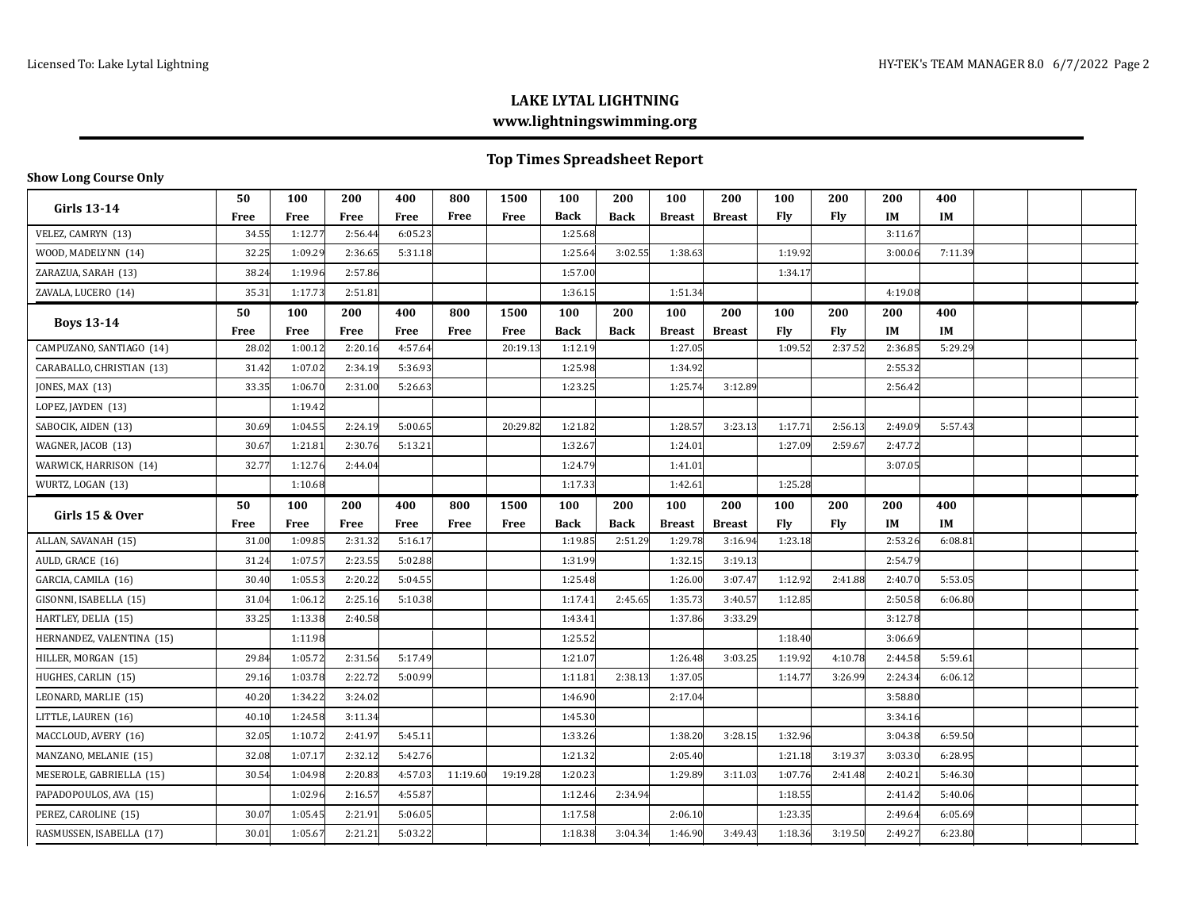## LAKE LYTAL LIGHTNING

**www.lightningswimming.org**

### Top Times Spreadsheet Report

**Show Long Course Only**

| Girls 13-14 | 50 Free | 100 Free | 200 Free | 400 Free | 800 Free | 1500 Free | 100 Back | 200 Back | 100 Breast | 200 Breast | 100 Fly | 200 Fly | 200 IM | 400 IM | | | |
|---|---|---|---|---|---|---|---|---|---|---|---|---|---|---|---|---|---|
| VELEZ, CAMRYN (13) | 34.55 | 1:12.77 | 2:56.44 | 6:05.23 | | | 1:25.68 | | | | | | 3:11.67 | | | | |
| WOOD, MADELYNN (14) | 32.25 | 1:09.29 | 2:36.65 | 5:31.18 | | | 1:25.64 | 3:02.55 | 1:38.63 | | 1:19.92 | | 3:00.06 | 7:11.39 | | | |
| ZARAZUA, SARAH (13) | 38.24 | 1:19.96 | 2:57.86 | | | | 1:57.00 | | | | 1:34.17 | | | | | | |
| ZAVALA, LUCERO (14) | 35.31 | 1:17.73 | 2:51.81 | | | | 1:36.15 | | 1:51.34 | | | | 4:19.08 | | | | |

| Boys 13-14 | 50 Free | 100 Free | 200 Free | 400 Free | 800 Free | 1500 Free | 100 Back | 200 Back | 100 Breast | 200 Breast | 100 Fly | 200 Fly | 200 IM | 400 IM | | | |
|---|---|---|---|---|---|---|---|---|---|---|---|---|---|---|---|---|---|
| CAMPUZANO, SANTIAGO (14) | 28.02 | 1:00.12 | 2:20.16 | 4:57.64 | | 20:19.13 | 1:12.19 | | 1:27.05 | | 1:09.52 | 2:37.52 | 2:36.85 | 5:29.29 | | | |
| CARABALLO, CHRISTIAN (13) | 31.42 | 1:07.02 | 2:34.19 | 5:36.93 | | | 1:25.98 | | 1:34.92 | | | | 2:55.32 | | | | |
| JONES, MAX (13) | 33.35 | 1:06.70 | 2:31.00 | 5:26.63 | | | 1:23.25 | | 1:25.74 | 3:12.89 | | | 2:56.42 | | | | |
| LOPEZ, JAYDEN (13) | | 1:19.42 | | | | | | | | | | | | | | | |
| SABOCIK, AIDEN (13) | 30.69 | 1:04.55 | 2:24.19 | 5:00.65 | | 20:29.82 | 1:21.82 | | 1:28.57 | 3:23.13 | 1:17.71 | 2:56.13 | 2:49.09 | 5:57.43 | | | |
| WAGNER, JACOB (13) | 30.67 | 1:21.81 | 2:30.76 | 5:13.21 | | | 1:32.67 | | 1:24.01 | | 1:27.09 | 2:59.67 | 2:47.72 | | | | |
| WARWICK, HARRISON (14) | 32.77 | 1:12.76 | 2:44.04 | | | | 1:24.79 | | 1:41.01 | | | | 3:07.05 | | | | |
| WURTZ, LOGAN (13) | | 1:10.68 | | | | | 1:17.33 | | 1:42.61 | | 1:25.28 | | | | | | |

| Girls 15 & Over | 50 Free | 100 Free | 200 Free | 400 Free | 800 Free | 1500 Free | 100 Back | 200 Back | 100 Breast | 200 Breast | 100 Fly | 200 Fly | 200 IM | 400 IM | | | |
|---|---|---|---|---|---|---|---|---|---|---|---|---|---|---|---|---|---|
| ALLAN, SAVANAH (15) | 31.00 | 1:09.85 | 2:31.32 | 5:16.17 | | | 1:19.85 | 2:51.29 | 1:29.78 | 3:16.94 | 1:23.18 | | 2:53.26 | 6:08.81 | | | |
| AULD, GRACE (16) | 31.24 | 1:07.57 | 2:23.55 | 5:02.88 | | | 1:31.99 | | 1:32.15 | 3:19.13 | | | 2:54.79 | | | | |
| GARCIA, CAMILA (16) | 30.40 | 1:05.53 | 2:20.22 | 5:04.55 | | | 1:25.48 | | 1:26.00 | 3:07.47 | 1:12.92 | 2:41.88 | 2:40.70 | 5:53.05 | | | |
| GISONNI, ISABELLA (15) | 31.04 | 1:06.12 | 2:25.16 | 5:10.38 | | | 1:17.41 | 2:45.65 | 1:35.73 | 3:40.57 | 1:12.85 | | 2:50.58 | 6:06.80 | | | |
| HARTLEY, DELIA (15) | 33.25 | 1:13.38 | 2:40.58 | | | | 1:43.41 | | 1:37.86 | 3:33.29 | | | 3:12.78 | | | | |
| HERNANDEZ, VALENTINA (15) | | 1:11.98 | | | | | 1:25.52 | | | | 1:18.40 | | 3:06.69 | | | | |
| HILLER, MORGAN (15) | 29.84 | 1:05.72 | 2:31.56 | 5:17.49 | | | 1:21.07 | | 1:26.48 | 3:03.25 | 1:19.92 | 4:10.78 | 2:44.58 | 5:59.61 | | | |
| HUGHES, CARLIN (15) | 29.16 | 1:03.78 | 2:22.72 | 5:00.99 | | | 1:11.81 | 2:38.13 | 1:37.05 | | 1:14.77 | 3:26.99 | 2:24.34 | 6:06.12 | | | |
| LEONARD, MARLIE (15) | 40.20 | 1:34.22 | 3:24.02 | | | | 1:46.90 | | 2:17.04 | | | | 3:58.80 | | | | |
| LITTLE, LAUREN (16) | 40.10 | 1:24.58 | 3:11.34 | | | | 1:45.30 | | | | | | 3:34.16 | | | | |
| MACCLOUD, AVERY (16) | 32.05 | 1:10.72 | 2:41.97 | 5:45.11 | | | 1:33.26 | | 1:38.20 | 3:28.15 | 1:32.96 | | 3:04.38 | 6:59.50 | | | |
| MANZANO, MELANIE (15) | 32.08 | 1:07.17 | 2:32.12 | 5:42.76 | | | 1:21.32 | | 2:05.40 | | 1:21.18 | 3:19.37 | 3:03.30 | 6:28.95 | | | |
| MESEROLE, GABRIELLA (15) | 30.54 | 1:04.98 | 2:20.83 | 4:57.03 | 11:19.60 | 19:19.28 | 1:20.23 | | 1:29.89 | 3:11.03 | 1:07.76 | 2:41.48 | 2:40.21 | 5:46.30 | | | |
| PAPADOPOULOS, AVA (15) | | 1:02.96 | 2:16.57 | 4:55.87 | | | 1:12.46 | 2:34.94 | | | 1:18.55 | | 2:41.42 | 5:40.06 | | | |
| PEREZ, CAROLINE (15) | 30.07 | 1:05.45 | 2:21.91 | 5:06.05 | | | 1:17.58 | | 2:06.10 | | 1:23.35 | | 2:49.64 | 6:05.69 | | | |
| RASMUSSEN, ISABELLA (17) | 30.01 | 1:05.67 | 2:21.21 | 5:03.22 | | | 1:18.38 | 3:04.34 | 1:46.90 | 3:49.43 | 1:18.36 | 3:19.50 | 2:49.27 | 6:23.80 | | | |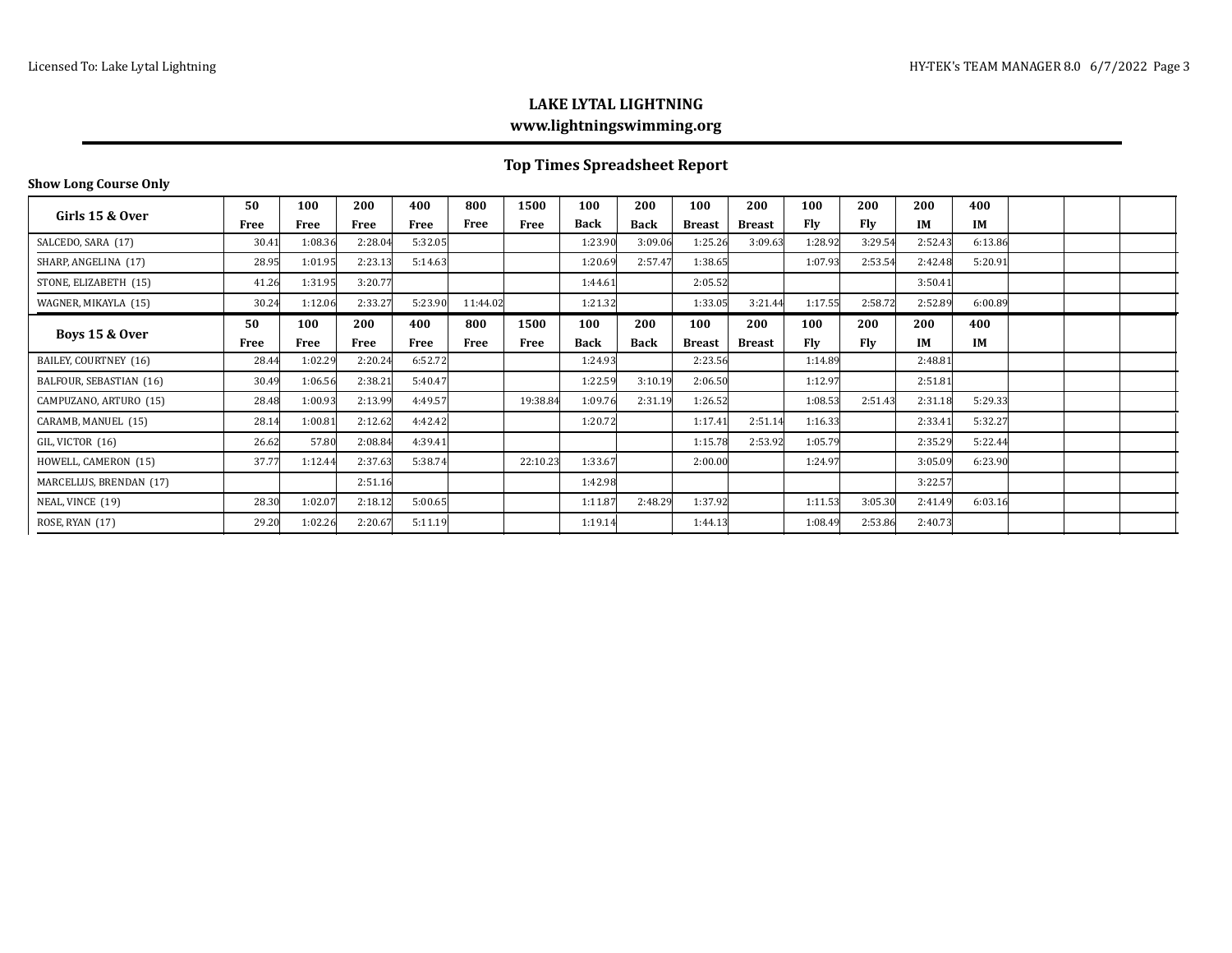**LAKE LYTAL LIGHTNING**

**www.lightningswimming.org**

## Top Times Spreadsheet Report

**Show Long Course Only**

| Girls 15 & Over | 50 Free | 100 Free | 200 Free | 400 Free | 800 Free | 1500 Free | 100 Back | 200 Back | 100 Breast | 200 Breast | 100 Fly | 200 Fly | 200 IM | 400 IM | | | |
|---|---|---|---|---|---|---|---|---|---|---|---|---|---|---|---|---|---|
| SALCEDO, SARA (17) | 30.41 | 1:08.36 | 2:28.04 | 5:32.05 | | | 1:23.90 | 3:09.06 | 1:25.26 | 3:09.63 | 1:28.92 | 3:29.54 | 2:52.43 | 6:13.86 | | | |
| SHARP, ANGELINA (17) | 28.95 | 1:01.95 | 2:23.13 | 5:14.63 | | | 1:20.69 | 2:57.47 | 1:38.65 | | 1:07.93 | 2:53.54 | 2:42.48 | 5:20.91 | | | |
| STONE, ELIZABETH (15) | 41.26 | 1:31.95 | 3:20.77 | | | | 1:44.61 | | 2:05.52 | | | | 3:50.41 | | | | |
| WAGNER, MIKAYLA (15) | 30.24 | 1:12.06 | 2:33.27 | 5:23.90 | 11:44.02 | | 1:21.32 | | 1:33.05 | 3:21.44 | 1:17.55 | 2:58.72 | 2:52.89 | 6:00.89 | | | |

| Boys 15 & Over | 50 Free | 100 Free | 200 Free | 400 Free | 800 Free | 1500 Free | 100 Back | 200 Back | 100 Breast | 200 Breast | 100 Fly | 200 Fly | 200 IM | 400 IM | | | |
|---|---|---|---|---|---|---|---|---|---|---|---|---|---|---|---|---|---|
| BAILEY, COURTNEY (16) | 28.44 | 1:02.29 | 2:20.24 | 6:52.72 | | | 1:24.93 | | 2:23.56 | | 1:14.89 | | 2:48.81 | | | | |
| BALFOUR, SEBASTIAN (16) | 30.49 | 1:06.56 | 2:38.21 | 5:40.47 | | | 1:22.59 | 3:10.19 | 2:06.50 | | 1:12.97 | | 2:51.81 | | | | |
| CAMPUZANO, ARTURO (15) | 28.48 | 1:00.93 | 2:13.99 | 4:49.57 | | 19:38.84 | 1:09.76 | 2:31.19 | 1:26.52 | | 1:08.53 | 2:51.43 | 2:31.18 | 5:29.33 | | | |
| CARAMB, MANUEL (15) | 28.14 | 1:00.81 | 2:12.62 | 4:42.42 | | | 1:20.72 | | 1:17.41 | 2:51.14 | 1:16.33 | | 2:33.41 | 5:32.27 | | | |
| GIL, VICTOR (16) | 26.62 | 57.80 | 2:08.84 | 4:39.41 | | | | | 1:15.78 | 2:53.92 | 1:05.79 | | 2:35.29 | 5:22.44 | | | |
| HOWELL, CAMERON (15) | 37.77 | 1:12.44 | 2:37.63 | 5:38.74 | | 22:10.23 | 1:33.67 | | 2:00.00 | | 1:24.97 | | 3:05.09 | 6:23.90 | | | |
| MARCELLUS, BRENDAN (17) | | | 2:51.16 | | | | 1:42.98 | | | | | | 3:22.57 | | | | |
| NEAL, VINCE (19) | 28.30 | 1:02.07 | 2:18.12 | 5:00.65 | | | 1:11.87 | 2:48.29 | 1:37.92 | | 1:11.53 | 3:05.30 | 2:41.49 | 6:03.16 | | | |
| ROSE, RYAN (17) | 29.20 | 1:02.26 | 2:20.67 | 5:11.19 | | | 1:19.14 | | 1:44.13 | | 1:08.49 | 2:53.86 | 2:40.73 | | | | |